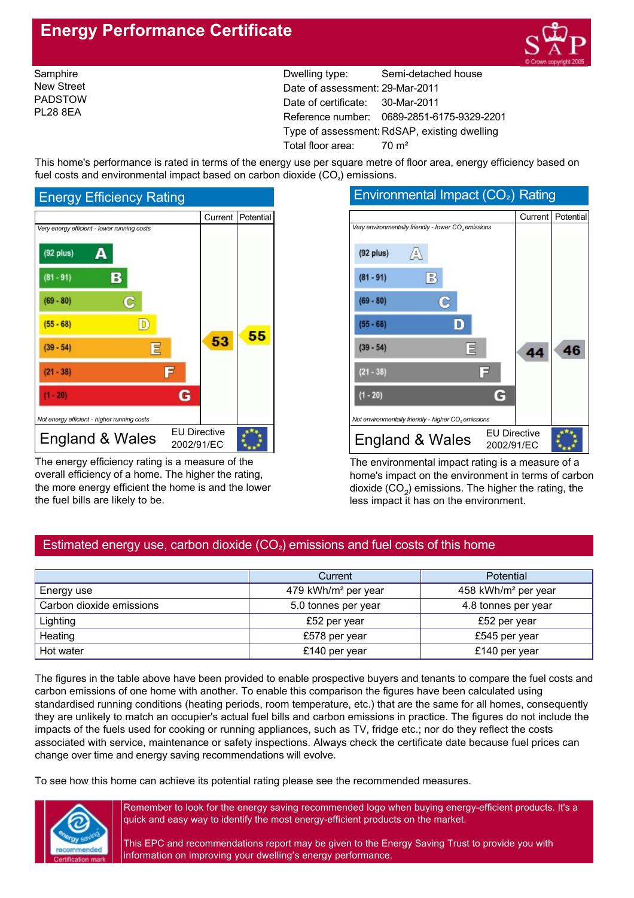# Energy Performance Certificate

Samphire
New Street
PADSTOW
PL28 8EA

| | |
|---|---|
| Dwelling type: | Semi-detached house |
| Date of assessment: | 29-Mar-2011 |
| Date of certificate: | 30-Mar-2011 |
| Reference number: | 0689-2851-6175-9329-2201 |
| Type of assessment: | RdSAP, existing dwelling |
| Total floor area: | 70 m² |

This home's performance is rated in terms of the energy use per square metre of floor area, energy efficiency based on fuel costs and environmental impact based on carbon dioxide ($CO_2$) emissions.

## Energy Efficiency Rating

| | Current | Potential |
|---|---|---|
| *Very energy efficient - lower running costs* | | |
| (92 plus) A | | |
| (81 - 91) B | | |
| (69 - 80) C | | |
| (55 - 68) D | | 55 |
| (39 - 54) E | 53 | |
| (21 - 38) F | | |
| (1 - 20) G | | |
| *Not energy efficient - higher running costs* | | |

England & Wales — EU Directive 2002/91/EC

The energy efficiency rating is a measure of the overall efficiency of a home. The higher the rating, the more energy efficient the home is and the lower the fuel bills are likely to be.

## Environmental Impact ($CO_2$) Rating

| | Current | Potential |
|---|---|---|
| *Very environmentally friendly - lower $CO_2$ emissions* | | |
| (92 plus) A | | |
| (81 - 91) B | | |
| (69 - 80) C | | |
| (55 - 68) D | | |
| (39 - 54) E | 44 | 46 |
| (21 - 38) F | | |
| (1 - 20) G | | |
| *Not environmentally friendly - higher $CO_2$ emissions* | | |

England & Wales — EU Directive 2002/91/EC

The environmental impact rating is a measure of a home's impact on the environment in terms of carbon dioxide ($CO_2$) emissions. The higher the rating, the less impact it has on the environment.

## Estimated energy use, carbon dioxide ($CO_2$) emissions and fuel costs of this home

| | Current | Potential |
|---|---|---|
| Energy use | 479 kWh/m² per year | 458 kWh/m² per year |
| Carbon dioxide emissions | 5.0 tonnes per year | 4.8 tonnes per year |
| Lighting | £52 per year | £52 per year |
| Heating | £578 per year | £545 per year |
| Hot water | £140 per year | £140 per year |

The figures in the table above have been provided to enable prospective buyers and tenants to compare the fuel costs and carbon emissions of one home with another. To enable this comparison the figures have been calculated using standardised running conditions (heating periods, room temperature, etc.) that are the same for all homes, consequently they are unlikely to match an occupier's actual fuel bills and carbon emissions in practice. The figures do not include the impacts of the fuels used for cooking or running appliances, such as TV, fridge etc.; nor do they reflect the costs associated with service, maintenance or safety inspections. Always check the certificate date because fuel prices can change over time and energy saving recommendations will evolve.

To see how this home can achieve its potential rating please see the recommended measures.

Remember to look for the energy saving recommended logo when buying energy-efficient products. It's a quick and easy way to identify the most energy-efficient products on the market.

This EPC and recommendations report may be given to the Energy Saving Trust to provide you with information on improving your dwelling's energy performance.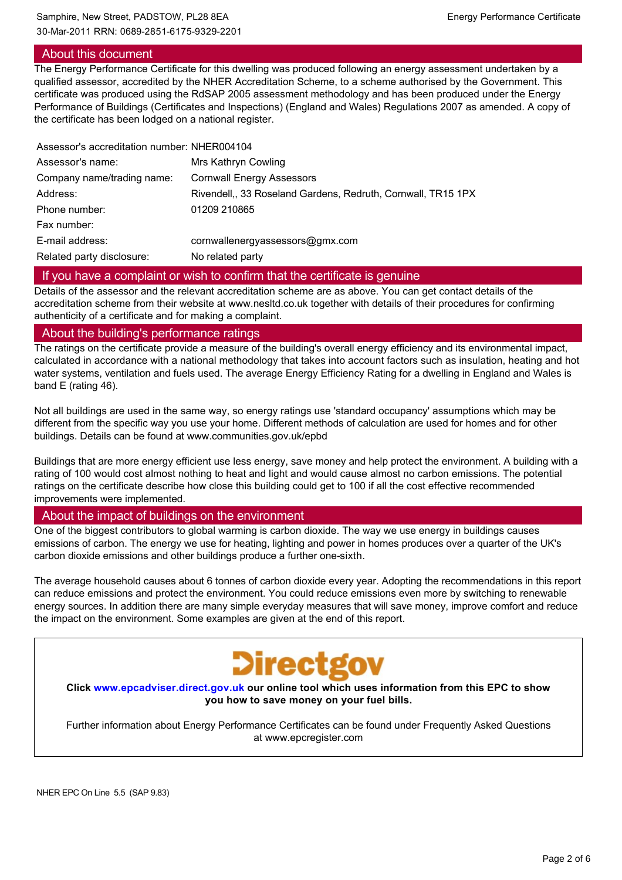## About this document

The Energy Performance Certificate for this dwelling was produced following an energy assessment undertaken by a qualified assessor, accredited by the NHER Accreditation Scheme, to a scheme authorised by the Government. This certificate was produced using the RdSAP 2005 assessment methodology and has been produced under the Energy Performance of Buildings (Certificates and Inspections) (England and Wales) Regulations 2007 as amended. A copy of the certificate has been lodged on a national register.

| | |
|---|---|
| Assessor's accreditation number: | NHER004104 |
| Assessor's name: | Mrs Kathryn Cowling |
| Company name/trading name: | Cornwall Energy Assessors |
| Address: | Rivendell,, 33 Roseland Gardens, Redruth, Cornwall, TR15 1PX |
| Phone number: | 01209 210865 |
| Fax number: | |
| E-mail address: | cornwallenergyassessors@gmx.com |
| Related party disclosure: | No related party |

## If you have a complaint or wish to confirm that the certificate is genuine

Details of the assessor and the relevant accreditation scheme are as above. You can get contact details of the accreditation scheme from their website at www.nesltd.co.uk together with details of their procedures for confirming authenticity of a certificate and for making a complaint.

## About the building's performance ratings

The ratings on the certificate provide a measure of the building's overall energy efficiency and its environmental impact, calculated in accordance with a national methodology that takes into account factors such as insulation, heating and hot water systems, ventilation and fuels used. The average Energy Efficiency Rating for a dwelling in England and Wales is band E (rating 46).

Not all buildings are used in the same way, so energy ratings use 'standard occupancy' assumptions which may be different from the specific way you use your home. Different methods of calculation are used for homes and for other buildings. Details can be found at www.communities.gov.uk/epbd

Buildings that are more energy efficient use less energy, save money and help protect the environment. A building with a rating of 100 would cost almost nothing to heat and light and would cause almost no carbon emissions. The potential ratings on the certificate describe how close this building could get to 100 if all the cost effective recommended improvements were implemented.

## About the impact of buildings on the environment

One of the biggest contributors to global warming is carbon dioxide. The way we use energy in buildings causes emissions of carbon. The energy we use for heating, lighting and power in homes produces over a quarter of the UK's carbon dioxide emissions and other buildings produce a further one-sixth.

The average household causes about 6 tonnes of carbon dioxide every year. Adopting the recommendations in this report can reduce emissions and protect the environment. You could reduce emissions even more by switching to renewable energy sources. In addition there are many simple everyday measures that will save money, improve comfort and reduce the impact on the environment. Some examples are given at the end of this report.

Directgov

**Click www.epcadviser.direct.gov.uk our online tool which uses information from this EPC to show you how to save money on your fuel bills.**

Further information about Energy Performance Certificates can be found under Frequently Asked Questions at www.epcregister.com

NHER EPC On Line 5.5 (SAP 9.83)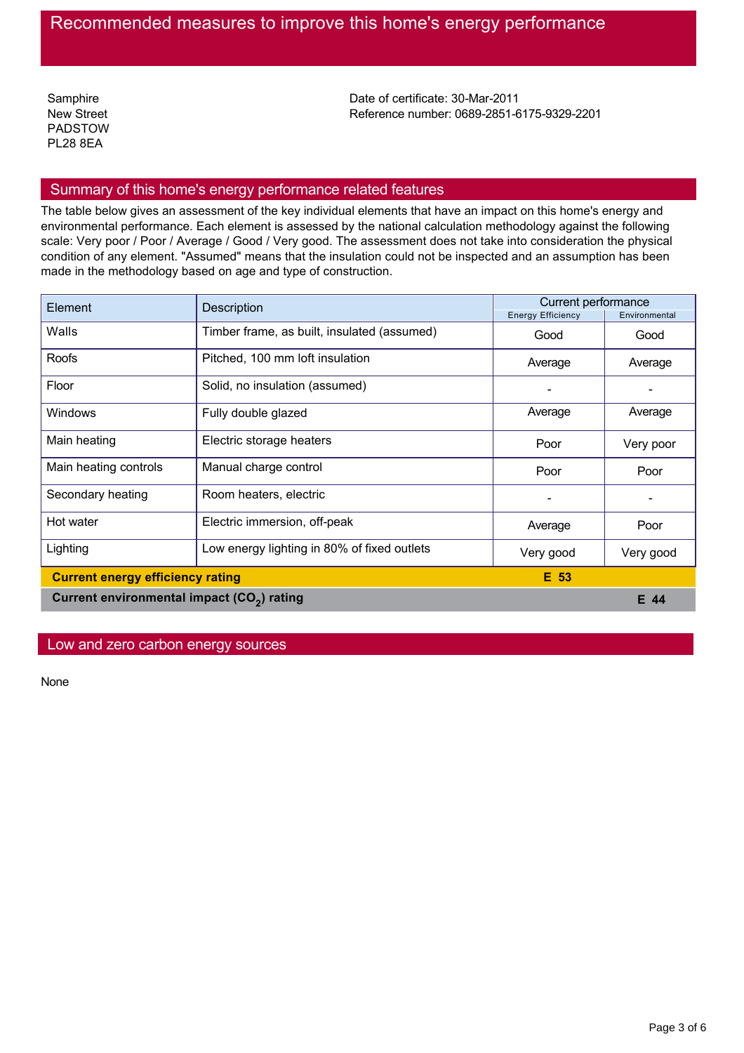# Recommended measures to improve this home's energy performance

Samphire
New Street
PADSTOW
PL28 8EA

Date of certificate: 30-Mar-2011
Reference number: 0689-2851-6175-9329-2201

## Summary of this home's energy performance related features

The table below gives an assessment of the key individual elements that have an impact on this home's energy and environmental performance. Each element is assessed by the national calculation methodology against the following scale: Very poor / Poor / Average / Good / Very good. The assessment does not take into consideration the physical condition of any element. "Assumed" means that the insulation could not be inspected and an assumption has been made in the methodology based on age and type of construction.

| Element | Description | Current performance | |
|---|---|---|---|
| | | Energy Efficiency | Environmental |
| Walls | Timber frame, as built, insulated (assumed) | Good | Good |
| Roofs | Pitched, 100 mm loft insulation | Average | Average |
| Floor | Solid, no insulation (assumed) | - | - |
| Windows | Fully double glazed | Average | Average |
| Main heating | Electric storage heaters | Poor | Very poor |
| Main heating controls | Manual charge control | Poor | Poor |
| Secondary heating | Room heaters, electric | - | - |
| Hot water | Electric immersion, off-peak | Average | Poor |
| Lighting | Low energy lighting in 80% of fixed outlets | Very good | Very good |
| **Current energy efficiency rating** | | **E 53** | |
| **Current environmental impact ($CO_2$) rating** | | | **E 44** |

## Low and zero carbon energy sources

None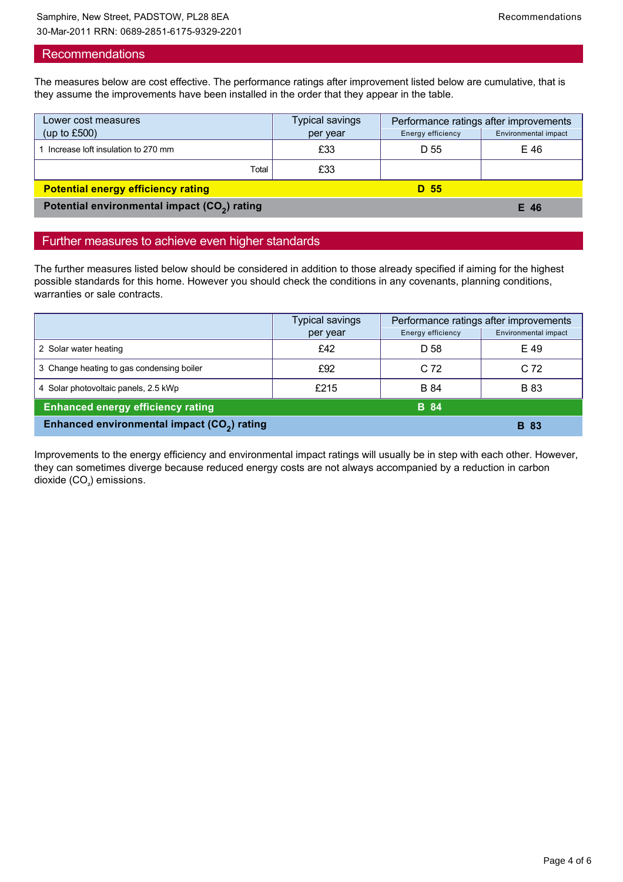## Recommendations

The measures below are cost effective. The performance ratings after improvement listed below are cumulative, that is they assume the improvements have been installed in the order that they appear in the table.

| Lower cost measures (up to £500) | Typical savings per year | Performance ratings after improvements | |
|---|---|---|---|
| | | Energy efficiency | Environmental impact |
| 1 Increase loft insulation to 270 mm | £33 | D 55 | E 46 |
| Total | £33 | | |
| **Potential energy efficiency rating** | | **D 55** | |
| **Potential environmental impact ($CO_2$) rating** | | | **E 46** |

## Further measures to achieve even higher standards

The further measures listed below should be considered in addition to those already specified if aiming for the highest possible standards for this home. However you should check the conditions in any covenants, planning conditions, warranties or sale contracts.

| | Typical savings per year | Performance ratings after improvements | |
|---|---|---|---|
| | | Energy efficiency | Environmental impact |
| 2 Solar water heating | £42 | D 58 | E 49 |
| 3 Change heating to gas condensing boiler | £92 | C 72 | C 72 |
| 4 Solar photovoltaic panels, 2.5 kWp | £215 | B 84 | B 83 |
| **Enhanced energy efficiency rating** | | **B 84** | |
| **Enhanced environmental impact ($CO_2$) rating** | | | **B 83** |

Improvements to the energy efficiency and environmental impact ratings will usually be in step with each other. However, they can sometimes diverge because reduced energy costs are not always accompanied by a reduction in carbon dioxide ($CO_2$) emissions.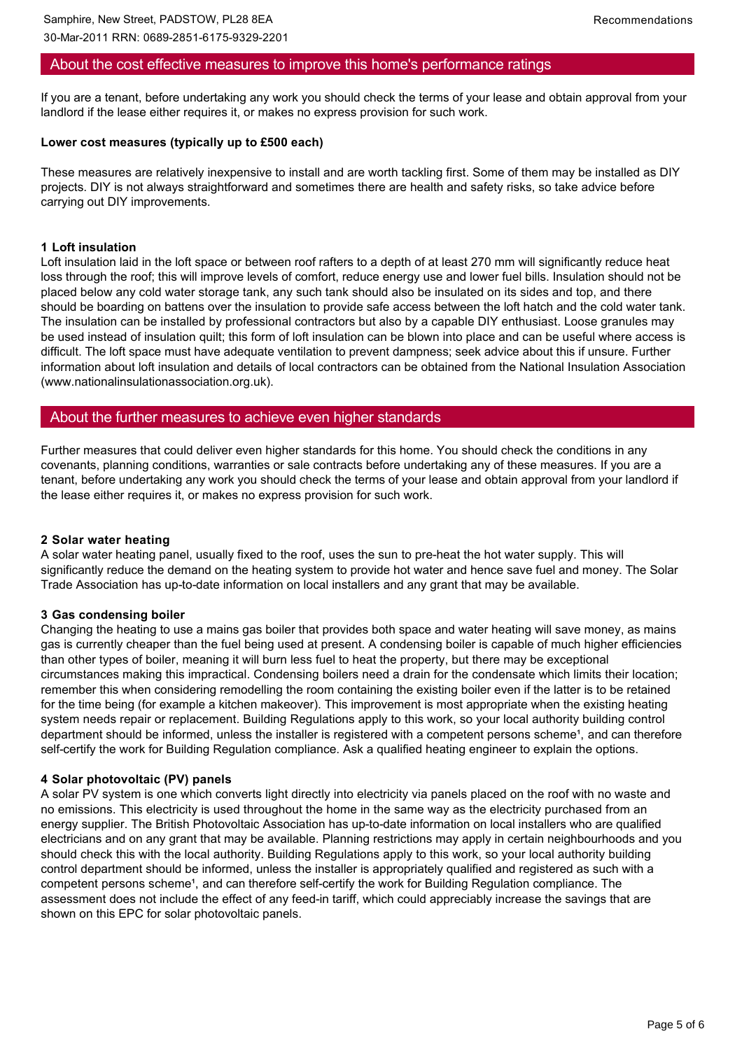## About the cost effective measures to improve this home's performance ratings

If you are a tenant, before undertaking any work you should check the terms of your lease and obtain approval from your landlord if the lease either requires it, or makes no express provision for such work.

**Lower cost measures (typically up to £500 each)**

These measures are relatively inexpensive to install and are worth tackling first. Some of them may be installed as DIY projects. DIY is not always straightforward and sometimes there are health and safety risks, so take advice before carrying out DIY improvements.

**1 Loft insulation**

Loft insulation laid in the loft space or between roof rafters to a depth of at least 270 mm will significantly reduce heat loss through the roof; this will improve levels of comfort, reduce energy use and lower fuel bills. Insulation should not be placed below any cold water storage tank, any such tank should also be insulated on its sides and top, and there should be boarding on battens over the insulation to provide safe access between the loft hatch and the cold water tank. The insulation can be installed by professional contractors but also by a capable DIY enthusiast. Loose granules may be used instead of insulation quilt; this form of loft insulation can be blown into place and can be useful where access is difficult. The loft space must have adequate ventilation to prevent dampness; seek advice about this if unsure. Further information about loft insulation and details of local contractors can be obtained from the National Insulation Association (www.nationalinsulationassociation.org.uk).

## About the further measures to achieve even higher standards

Further measures that could deliver even higher standards for this home. You should check the conditions in any covenants, planning conditions, warranties or sale contracts before undertaking any of these measures. If you are a tenant, before undertaking any work you should check the terms of your lease and obtain approval from your landlord if the lease either requires it, or makes no express provision for such work.

**2 Solar water heating**

A solar water heating panel, usually fixed to the roof, uses the sun to pre-heat the hot water supply. This will significantly reduce the demand on the heating system to provide hot water and hence save fuel and money. The Solar Trade Association has up-to-date information on local installers and any grant that may be available.

**3 Gas condensing boiler**

Changing the heating to use a mains gas boiler that provides both space and water heating will save money, as mains gas is currently cheaper than the fuel being used at present. A condensing boiler is capable of much higher efficiencies than other types of boiler, meaning it will burn less fuel to heat the property, but there may be exceptional circumstances making this impractical. Condensing boilers need a drain for the condensate which limits their location; remember this when considering remodelling the room containing the existing boiler even if the latter is to be retained for the time being (for example a kitchen makeover). This improvement is most appropriate when the existing heating system needs repair or replacement. Building Regulations apply to this work, so your local authority building control department should be informed, unless the installer is registered with a competent persons scheme[1], and can therefore self-certify the work for Building Regulation compliance. Ask a qualified heating engineer to explain the options.

**4 Solar photovoltaic (PV) panels**

A solar PV system is one which converts light directly into electricity via panels placed on the roof with no waste and no emissions. This electricity is used throughout the home in the same way as the electricity purchased from an energy supplier. The British Photovoltaic Association has up-to-date information on local installers who are qualified electricians and on any grant that may be available. Planning restrictions may apply in certain neighbourhoods and you should check this with the local authority. Building Regulations apply to this work, so your local authority building control department should be informed, unless the installer is appropriately qualified and registered as such with a competent persons scheme[1], and can therefore self-certify the work for Building Regulation compliance. The assessment does not include the effect of any feed-in tariff, which could appreciably increase the savings that are shown on this EPC for solar photovoltaic panels.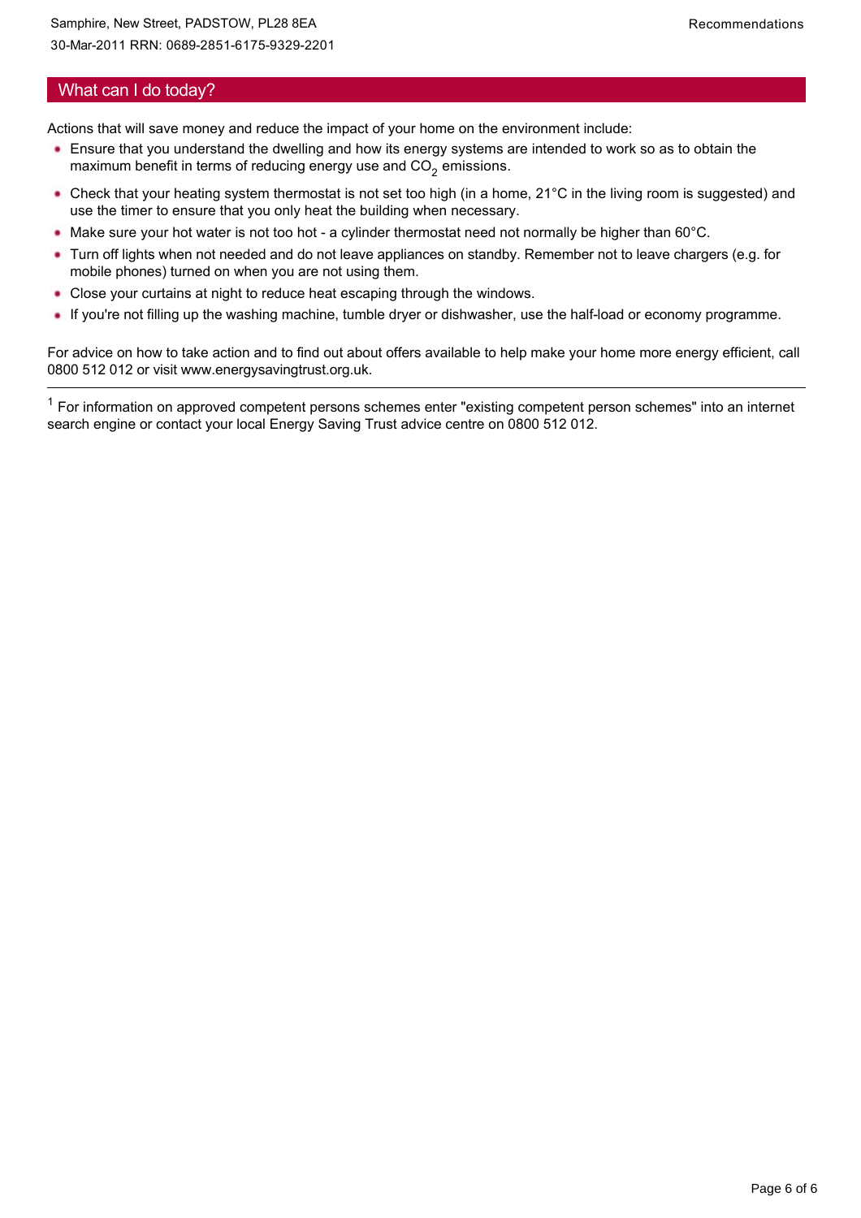## What can I do today?

Actions that will save money and reduce the impact of your home on the environment include:

- Ensure that you understand the dwelling and how its energy systems are intended to work so as to obtain the maximum benefit in terms of reducing energy use and $CO_2$ emissions.
- Check that your heating system thermostat is not set too high (in a home, 21°C in the living room is suggested) and use the timer to ensure that you only heat the building when necessary.
- Make sure your hot water is not too hot - a cylinder thermostat need not normally be higher than 60°C.
- Turn off lights when not needed and do not leave appliances on standby. Remember not to leave chargers (e.g. for mobile phones) turned on when you are not using them.
- Close your curtains at night to reduce heat escaping through the windows.
- If you're not filling up the washing machine, tumble dryer or dishwasher, use the half-load or economy programme.

For advice on how to take action and to find out about offers available to help make your home more energy efficient, call 0800 512 012 or visit www.energysavingtrust.org.uk.

---

[1] For information on approved competent persons schemes enter "existing competent person schemes" into an internet search engine or contact your local Energy Saving Trust advice centre on 0800 512 012.